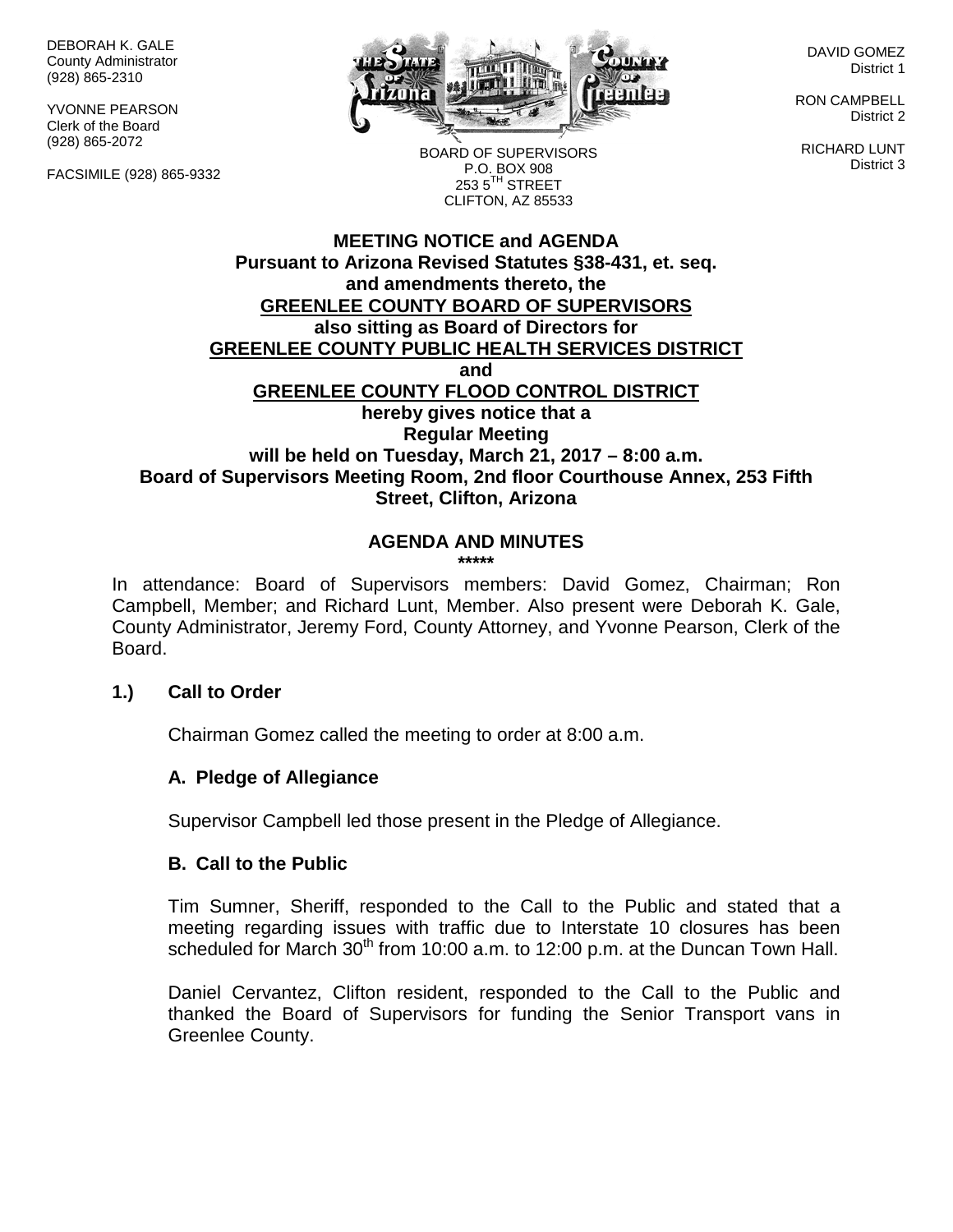DEBORAH K. GALE
County Administrator
(928) 865-2310

YVONNE PEARSON
Clerk of the Board
(928) 865-2072

FACSIMILE (928) 865-9332

BOARD OF SUPERVISORS
P.O. BOX 908
253 5[TH] STREET
CLIFTON, AZ 85533

DAVID GOMEZ
District 1

RON CAMPBELL
District 2

RICHARD LUNT
District 3

**MEETING NOTICE and AGENDA**
**Pursuant to Arizona Revised Statutes §38-431, et. seq.**
**and amendments thereto, the**
**GREENLEE COUNTY BOARD OF SUPERVISORS**
**also sitting as Board of Directors for**
**GREENLEE COUNTY PUBLIC HEALTH SERVICES DISTRICT**
**and**
**GREENLEE COUNTY FLOOD CONTROL DISTRICT**
**hereby gives notice that a**
**Regular Meeting**
**will be held on Tuesday, March 21, 2017 – 8:00 a.m.**
**Board of Supervisors Meeting Room, 2nd floor Courthouse Annex, 253 Fifth Street, Clifton, Arizona**

## AGENDA AND MINUTES

*****

In attendance: Board of Supervisors members: David Gomez, Chairman; Ron Campbell, Member; and Richard Lunt, Member. Also present were Deborah K. Gale, County Administrator, Jeremy Ford, County Attorney, and Yvonne Pearson, Clerk of the Board.

### 1.) Call to Order

Chairman Gomez called the meeting to order at 8:00 a.m.

#### A. Pledge of Allegiance

Supervisor Campbell led those present in the Pledge of Allegiance.

#### B. Call to the Public

Tim Sumner, Sheriff, responded to the Call to the Public and stated that a meeting regarding issues with traffic due to Interstate 10 closures has been scheduled for March 30[th] from 10:00 a.m. to 12:00 p.m. at the Duncan Town Hall.

Daniel Cervantez, Clifton resident, responded to the Call to the Public and thanked the Board of Supervisors for funding the Senior Transport vans in Greenlee County.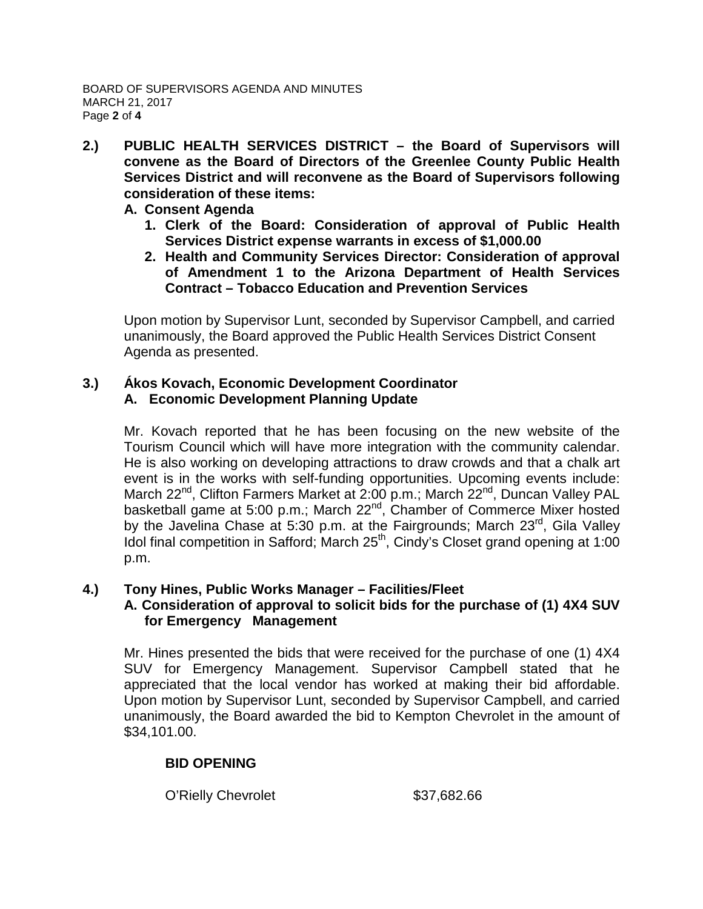**2.) PUBLIC HEALTH SERVICES DISTRICT – the Board of Supervisors will convene as the Board of Directors of the Greenlee County Public Health Services District and will reconvene as the Board of Supervisors following consideration of these items:**

**A. Consent Agenda**

1. **Clerk of the Board: Consideration of approval of Public Health Services District expense warrants in excess of $1,000.00**
2. **Health and Community Services Director: Consideration of approval of Amendment 1 to the Arizona Department of Health Services Contract – Tobacco Education and Prevention Services**

Upon motion by Supervisor Lunt, seconded by Supervisor Campbell, and carried unanimously, the Board approved the Public Health Services District Consent Agenda as presented.

**3.) Ákos Kovach, Economic Development Coordinator**

**A. Economic Development Planning Update**

Mr. Kovach reported that he has been focusing on the new website of the Tourism Council which will have more integration with the community calendar. He is also working on developing attractions to draw crowds and that a chalk art event is in the works with self-funding opportunities. Upcoming events include: March 22nd, Clifton Farmers Market at 2:00 p.m.; March 22nd, Duncan Valley PAL basketball game at 5:00 p.m.; March 22nd, Chamber of Commerce Mixer hosted by the Javelina Chase at 5:30 p.m. at the Fairgrounds; March 23rd, Gila Valley Idol final competition in Safford; March 25th, Cindy's Closet grand opening at 1:00 p.m.

**4.) Tony Hines, Public Works Manager – Facilities/Fleet**

**A. Consideration of approval to solicit bids for the purchase of (1) 4X4 SUV for Emergency Management**

Mr. Hines presented the bids that were received for the purchase of one (1) 4X4 SUV for Emergency Management. Supervisor Campbell stated that he appreciated that the local vendor has worked at making their bid affordable. Upon motion by Supervisor Lunt, seconded by Supervisor Campbell, and carried unanimously, the Board awarded the bid to Kempton Chevrolet in the amount of $34,101.00.

**BID OPENING**

O'Rielly Chevrolet $37,682.66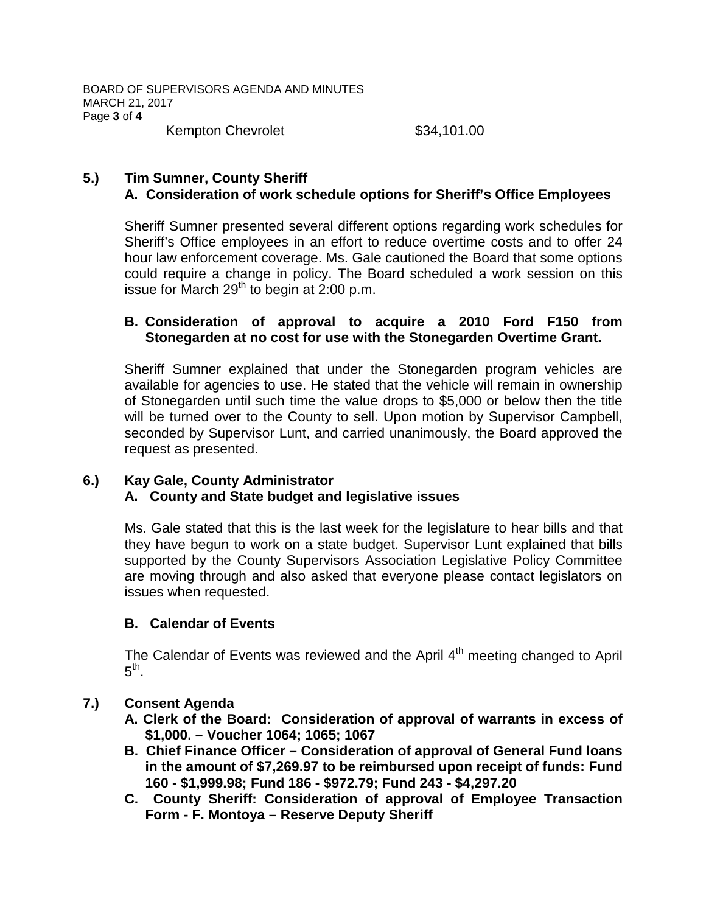Kempton Chevrolet $34,101.00

**5.) Tim Sumner, County Sheriff**

**A. Consideration of work schedule options for Sheriff's Office Employees**

Sheriff Sumner presented several different options regarding work schedules for Sheriff's Office employees in an effort to reduce overtime costs and to offer 24 hour law enforcement coverage. Ms. Gale cautioned the Board that some options could require a change in policy. The Board scheduled a work session on this issue for March 29th to begin at 2:00 p.m.

**B. Consideration of approval to acquire a 2010 Ford F150 from Stonegarden at no cost for use with the Stonegarden Overtime Grant.**

Sheriff Sumner explained that under the Stonegarden program vehicles are available for agencies to use. He stated that the vehicle will remain in ownership of Stonegarden until such time the value drops to $5,000 or below then the title will be turned over to the County to sell. Upon motion by Supervisor Campbell, seconded by Supervisor Lunt, and carried unanimously, the Board approved the request as presented.

**6.) Kay Gale, County Administrator**

**A. County and State budget and legislative issues**

Ms. Gale stated that this is the last week for the legislature to hear bills and that they have begun to work on a state budget. Supervisor Lunt explained that bills supported by the County Supervisors Association Legislative Policy Committee are moving through and also asked that everyone please contact legislators on issues when requested.

**B. Calendar of Events**

The Calendar of Events was reviewed and the April 4th meeting changed to April 5th.

**7.) Consent Agenda**

**A. Clerk of the Board: Consideration of approval of warrants in excess of $1,000. – Voucher 1064; 1065; 1067**

**B. Chief Finance Officer – Consideration of approval of General Fund loans in the amount of $7,269.97 to be reimbursed upon receipt of funds: Fund 160 - $1,999.98; Fund 186 - $972.79; Fund 243 - $4,297.20**

**C. County Sheriff: Consideration of approval of Employee Transaction Form - F. Montoya – Reserve Deputy Sheriff**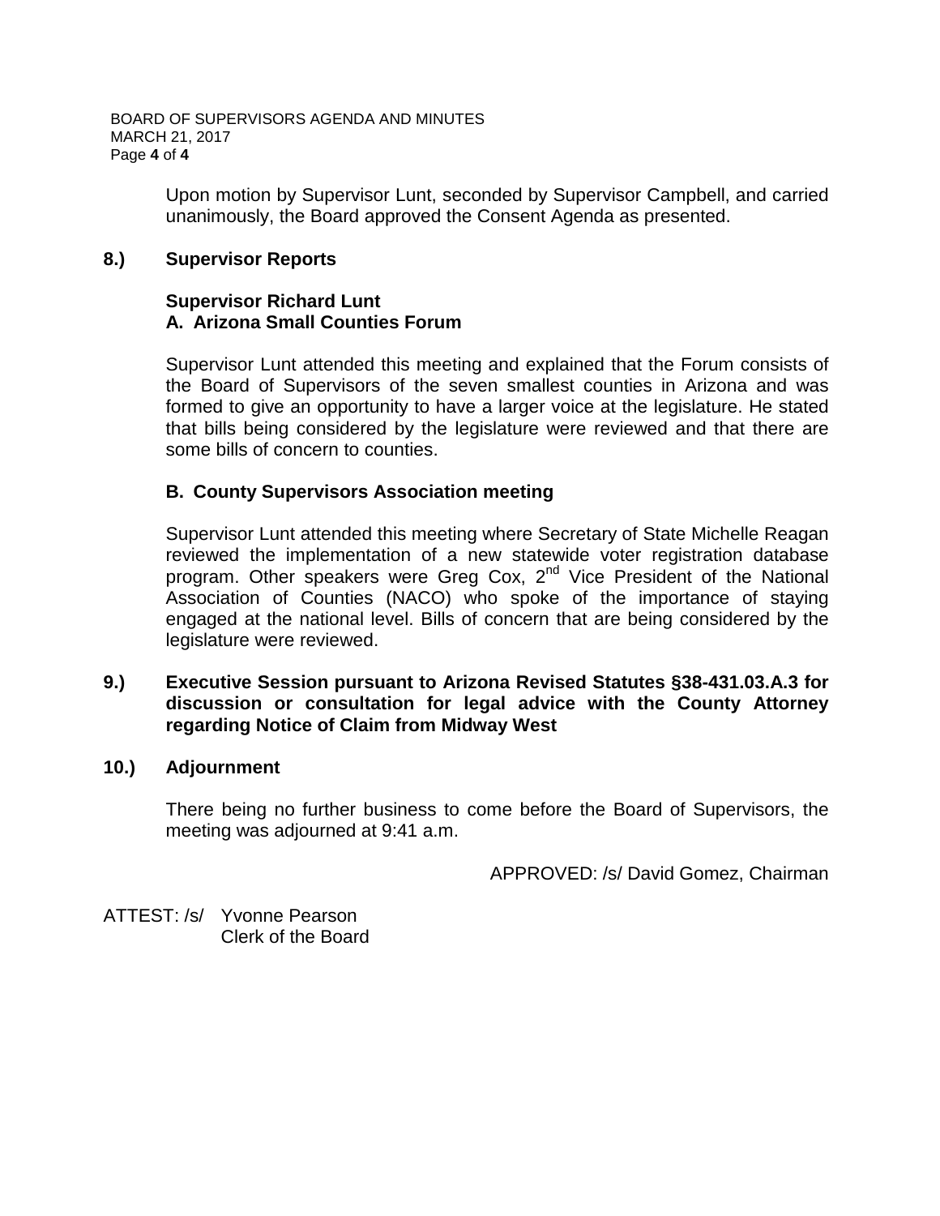Upon motion by Supervisor Lunt, seconded by Supervisor Campbell, and carried unanimously, the Board approved the Consent Agenda as presented.

**8.) Supervisor Reports**

**Supervisor Richard Lunt**
**A. Arizona Small Counties Forum**

Supervisor Lunt attended this meeting and explained that the Forum consists of the Board of Supervisors of the seven smallest counties in Arizona and was formed to give an opportunity to have a larger voice at the legislature. He stated that bills being considered by the legislature were reviewed and that there are some bills of concern to counties.

**B. County Supervisors Association meeting**

Supervisor Lunt attended this meeting where Secretary of State Michelle Reagan reviewed the implementation of a new statewide voter registration database program. Other speakers were Greg Cox, 2nd Vice President of the National Association of Counties (NACO) who spoke of the importance of staying engaged at the national level. Bills of concern that are being considered by the legislature were reviewed.

**9.) Executive Session pursuant to Arizona Revised Statutes §38-431.03.A.3 for discussion or consultation for legal advice with the County Attorney regarding Notice of Claim from Midway West**

**10.) Adjournment**

There being no further business to come before the Board of Supervisors, the meeting was adjourned at 9:41 a.m.

APPROVED: /s/ David Gomez, Chairman

ATTEST: /s/ Yvonne Pearson
Clerk of the Board